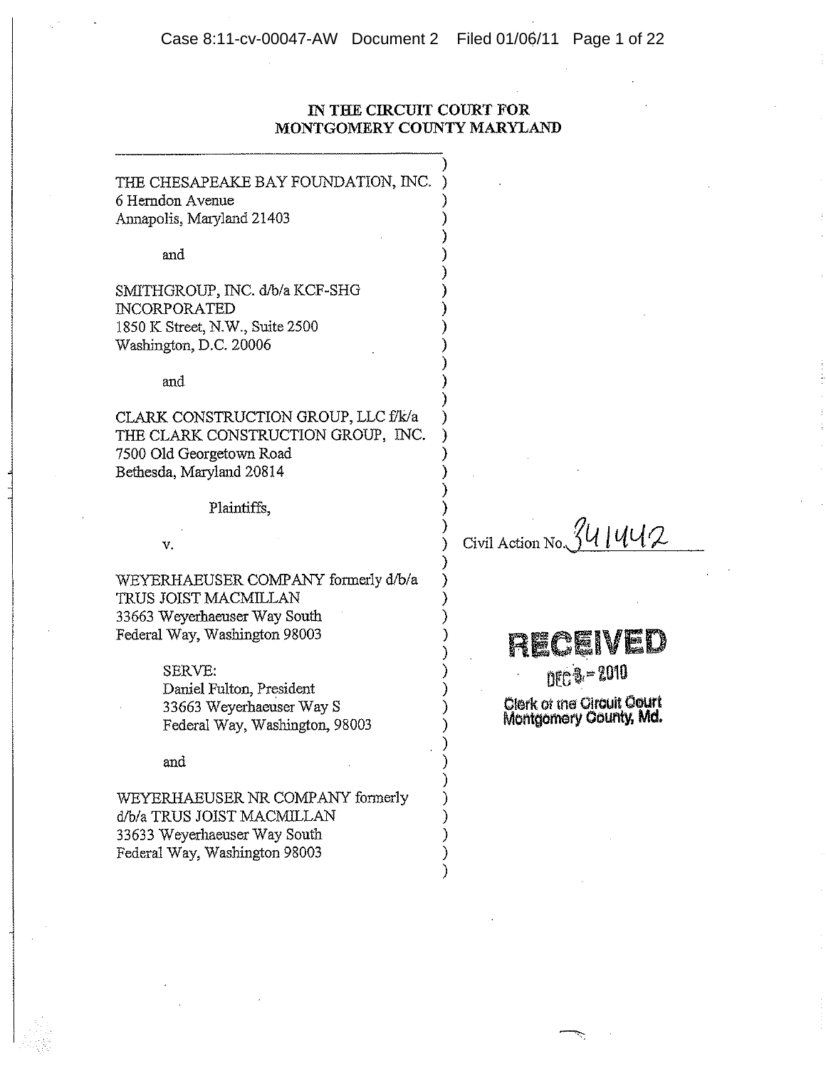# IN THE CIRCUIT COURT FOR MONTGOMERY COUNTY MARYLAND

THE CHESAPEAKE BAY FOUNDATION, INC.
6 Herndon Avenue
Annapolis, Maryland 21403

and

SMITHGROUP, INC. d/b/a KCF-SHG INCORPORATED
1850 K Street, N.W., Suite 2500
Washington, D.C. 20006

and

CLARK CONSTRUCTION GROUP, LLC f/k/a THE CLARK CONSTRUCTION GROUP, INC.
7500 Old Georgetown Road
Bethesda, Maryland 20814

Plaintiffs,

v.

WEYERHAEUSER COMPANY formerly d/b/a TRUS JOIST MACMILLAN
33663 Weyerhaeuser Way South
Federal Way, Washington 98003

SERVE:
Daniel Fulton, President
33663 Weyerhaeuser Way S
Federal Way, Washington, 98003

and

WEYERHAEUSER NR COMPANY formerly d/b/a TRUS JOIST MACMILLAN
33633 Weyerhaeuser Way South
Federal Way, Washington 98003

Civil Action No. 341442

RECEIVED
DEC 3 - 2010
Clerk of the Circuit Court
Montgomery County, Md.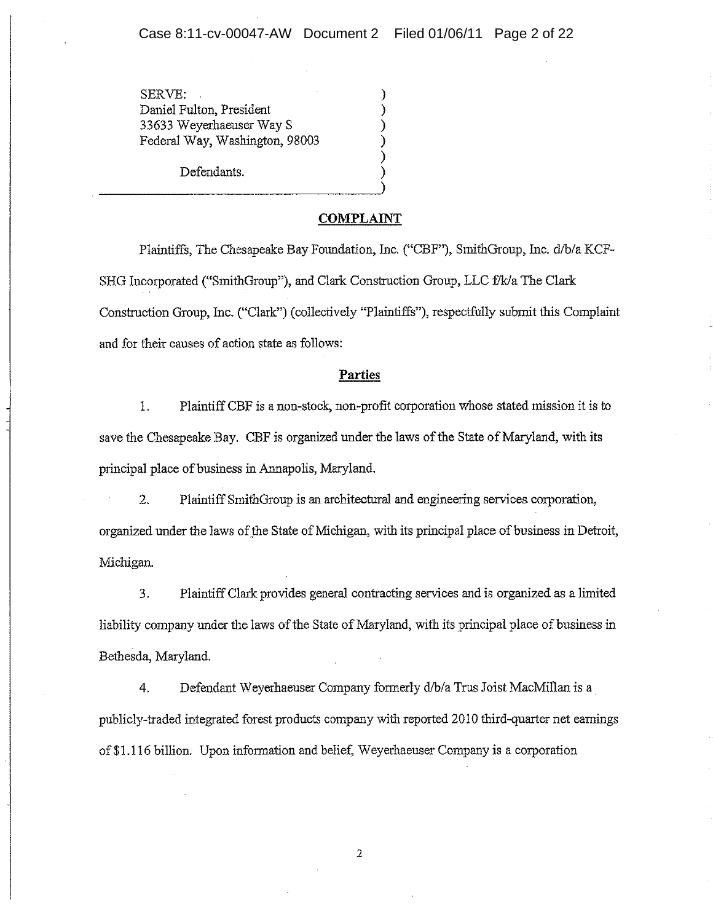SERVE:
Daniel Fulton, President
33633 Weyerhaeuser Way S
Federal Way, Washington, 98003

Defendants.

## COMPLAINT

Plaintiffs, The Chesapeake Bay Foundation, Inc. ("CBF"), SmithGroup, Inc. d/b/a KCF-SHG Incorporated ("SmithGroup"), and Clark Construction Group, LLC f/k/a The Clark Construction Group, Inc. ("Clark") (collectively "Plaintiffs"), respectfully submit this Complaint and for their causes of action state as follows:

### Parties

1. Plaintiff CBF is a non-stock, non-profit corporation whose stated mission it is to save the Chesapeake Bay. CBF is organized under the laws of the State of Maryland, with its principal place of business in Annapolis, Maryland.

2. Plaintiff SmithGroup is an architectural and engineering services corporation, organized under the laws of the State of Michigan, with its principal place of business in Detroit, Michigan.

3. Plaintiff Clark provides general contracting services and is organized as a limited liability company under the laws of the State of Maryland, with its principal place of business in Bethesda, Maryland.

4. Defendant Weyerhaeuser Company formerly d/b/a Trus Joist MacMillan is a publicly-traded integrated forest products company with reported 2010 third-quarter net earnings of $1.116 billion. Upon information and belief, Weyerhaeuser Company is a corporation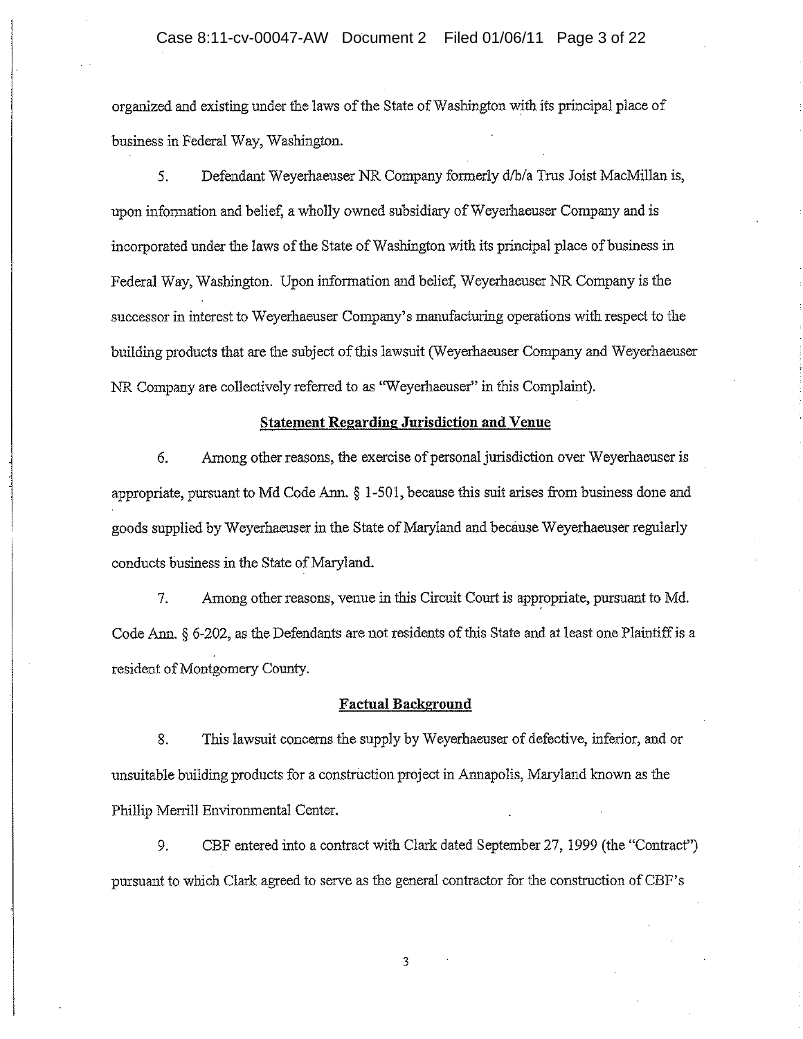organized and existing under the laws of the State of Washington with its principal place of business in Federal Way, Washington.

5. Defendant Weyerhaeuser NR Company formerly d/b/a Trus Joist MacMillan is, upon information and belief, a wholly owned subsidiary of Weyerhaeuser Company and is incorporated under the laws of the State of Washington with its principal place of business in Federal Way, Washington. Upon information and belief, Weyerhaeuser NR Company is the successor in interest to Weyerhaeuser Company's manufacturing operations with respect to the building products that are the subject of this lawsuit (Weyerhaeuser Company and Weyerhaeuser NR Company are collectively referred to as "Weyerhaeuser" in this Complaint).

**Statement Regarding Jurisdiction and Venue**

6. Among other reasons, the exercise of personal jurisdiction over Weyerhaeuser is appropriate, pursuant to Md Code Ann. § 1-501, because this suit arises from business done and goods supplied by Weyerhaeuser in the State of Maryland and because Weyerhaeuser regularly conducts business in the State of Maryland.

7. Among other reasons, venue in this Circuit Court is appropriate, pursuant to Md. Code Ann. § 6-202, as the Defendants are not residents of this State and at least one Plaintiff is a resident of Montgomery County.

**Factual Background**

8. This lawsuit concerns the supply by Weyerhaeuser of defective, inferior, and or unsuitable building products for a construction project in Annapolis, Maryland known as the Phillip Merrill Environmental Center.

9. CBF entered into a contract with Clark dated September 27, 1999 (the "Contract") pursuant to which Clark agreed to serve as the general contractor for the construction of CBF's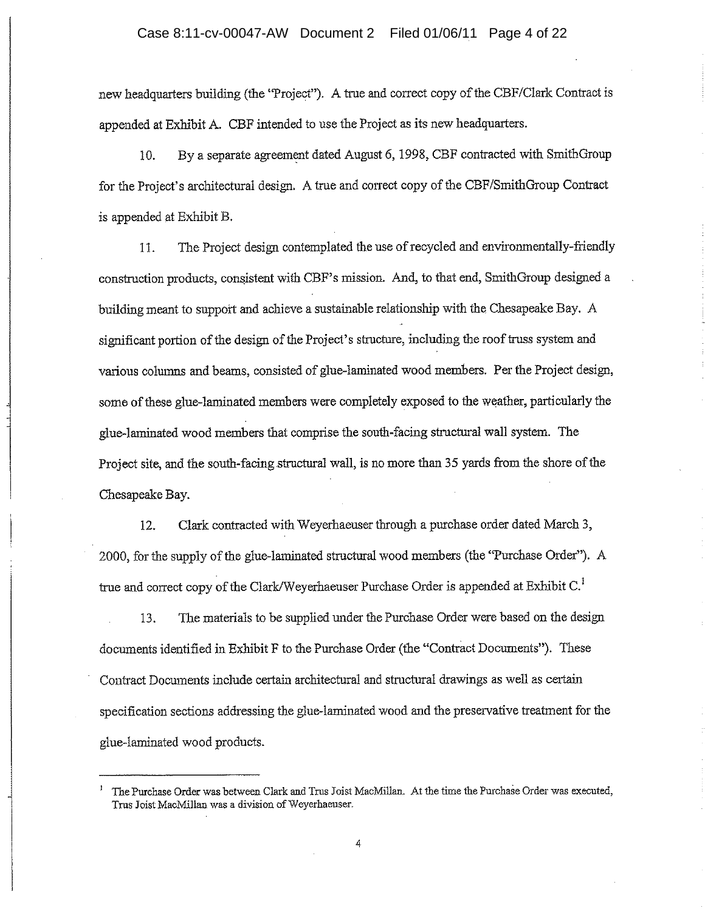new headquarters building (the "Project"). A true and correct copy of the CBF/Clark Contract is appended at Exhibit A. CBF intended to use the Project as its new headquarters.

10. By a separate agreement dated August 6, 1998, CBF contracted with SmithGroup for the Project's architectural design. A true and correct copy of the CBF/SmithGroup Contract is appended at Exhibit B.

11. The Project design contemplated the use of recycled and environmentally-friendly construction products, consistent with CBF's mission. And, to that end, SmithGroup designed a building meant to support and achieve a sustainable relationship with the Chesapeake Bay. A significant portion of the design of the Project's structure, including the roof truss system and various columns and beams, consisted of glue-laminated wood members. Per the Project design, some of these glue-laminated members were completely exposed to the weather, particularly the glue-laminated wood members that comprise the south-facing structural wall system. The Project site, and the south-facing structural wall, is no more than 35 yards from the shore of the Chesapeake Bay.

12. Clark contracted with Weyerhaeuser through a purchase order dated March 3, 2000, for the supply of the glue-laminated structural wood members (the "Purchase Order"). A true and correct copy of the Clark/Weyerhaeuser Purchase Order is appended at Exhibit C.[1]

13. The materials to be supplied under the Purchase Order were based on the design documents identified in Exhibit F to the Purchase Order (the "Contract Documents"). These Contract Documents include certain architectural and structural drawings as well as certain specification sections addressing the glue-laminated wood and the preservative treatment for the glue-laminated wood products.

---

[1] The Purchase Order was between Clark and Trus Joist MacMillan. At the time the Purchase Order was executed, Trus Joist MacMillan was a division of Weyerhaeuser.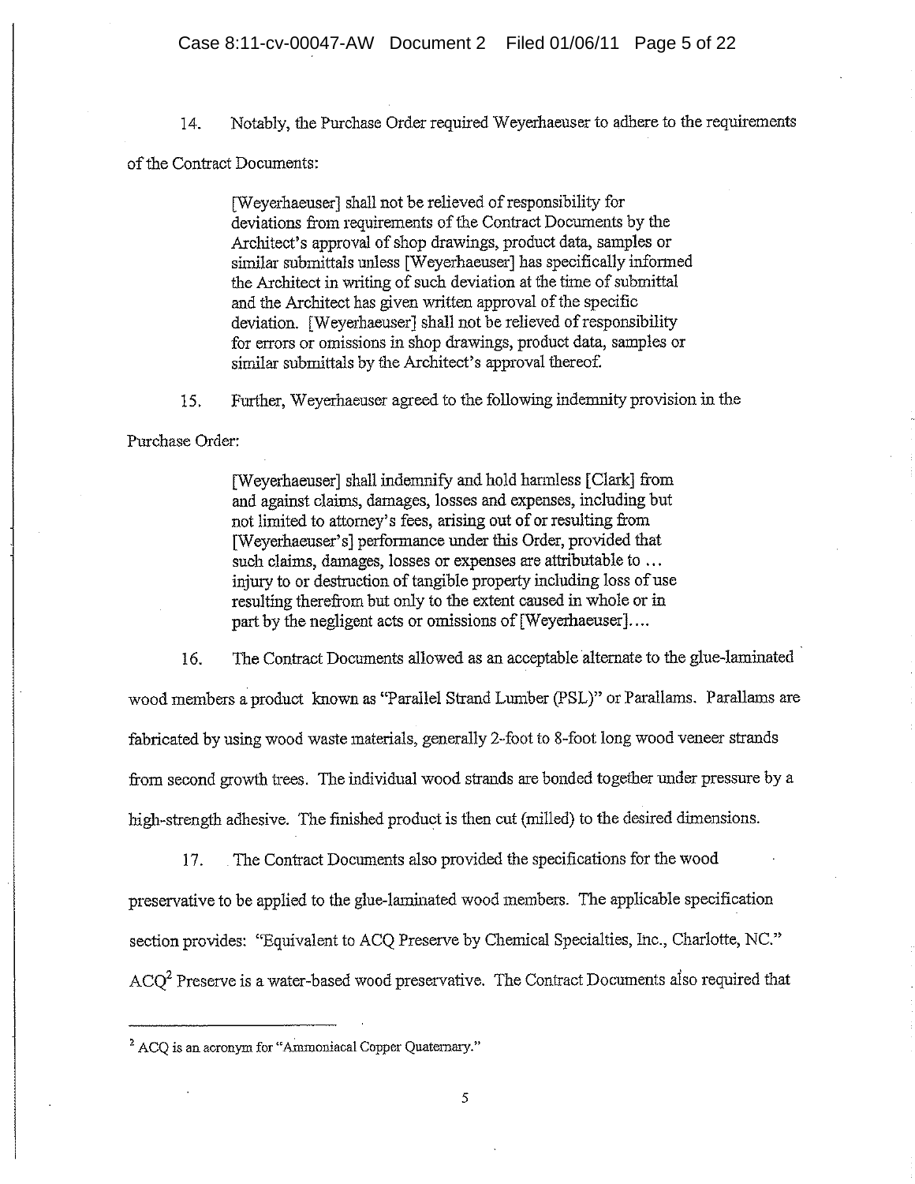14. Notably, the Purchase Order required Weyerhaeuser to adhere to the requirements of the Contract Documents:

> [Weyerhaeuser] shall not be relieved of responsibility for deviations from requirements of the Contract Documents by the Architect's approval of shop drawings, product data, samples or similar submittals unless [Weyerhaeuser] has specifically informed the Architect in writing of such deviation at the time of submittal and the Architect has given written approval of the specific deviation. [Weyerhaeuser] shall not be relieved of responsibility for errors or omissions in shop drawings, product data, samples or similar submittals by the Architect's approval thereof.

15. Further, Weyerhaeuser agreed to the following indemnity provision in the Purchase Order:

> [Weyerhaeuser] shall indemnify and hold harmless [Clark] from and against claims, damages, losses and expenses, including but not limited to attorney's fees, arising out of or resulting from [Weyerhaeuser's] performance under this Order, provided that such claims, damages, losses or expenses are attributable to ... injury to or destruction of tangible property including loss of use resulting therefrom but only to the extent caused in whole or in part by the negligent acts or omissions of [Weyerhaeuser]....

16. The Contract Documents allowed as an acceptable alternate to the glue-laminated wood members a product known as "Parallel Strand Lumber (PSL)" or Parallams. Parallams are fabricated by using wood waste materials, generally 2-foot to 8-foot long wood veneer strands from second growth trees. The individual wood strands are bonded together under pressure by a high-strength adhesive. The finished product is then cut (milled) to the desired dimensions.

17. The Contract Documents also provided the specifications for the wood preservative to be applied to the glue-laminated wood members. The applicable specification section provides: "Equivalent to ACQ Preserve by Chemical Specialties, Inc., Charlotte, NC." ACQ[2] Preserve is a water-based wood preservative. The Contract Documents also required that

---

[2] ACQ is an acronym for "Ammoniacal Copper Quaternary."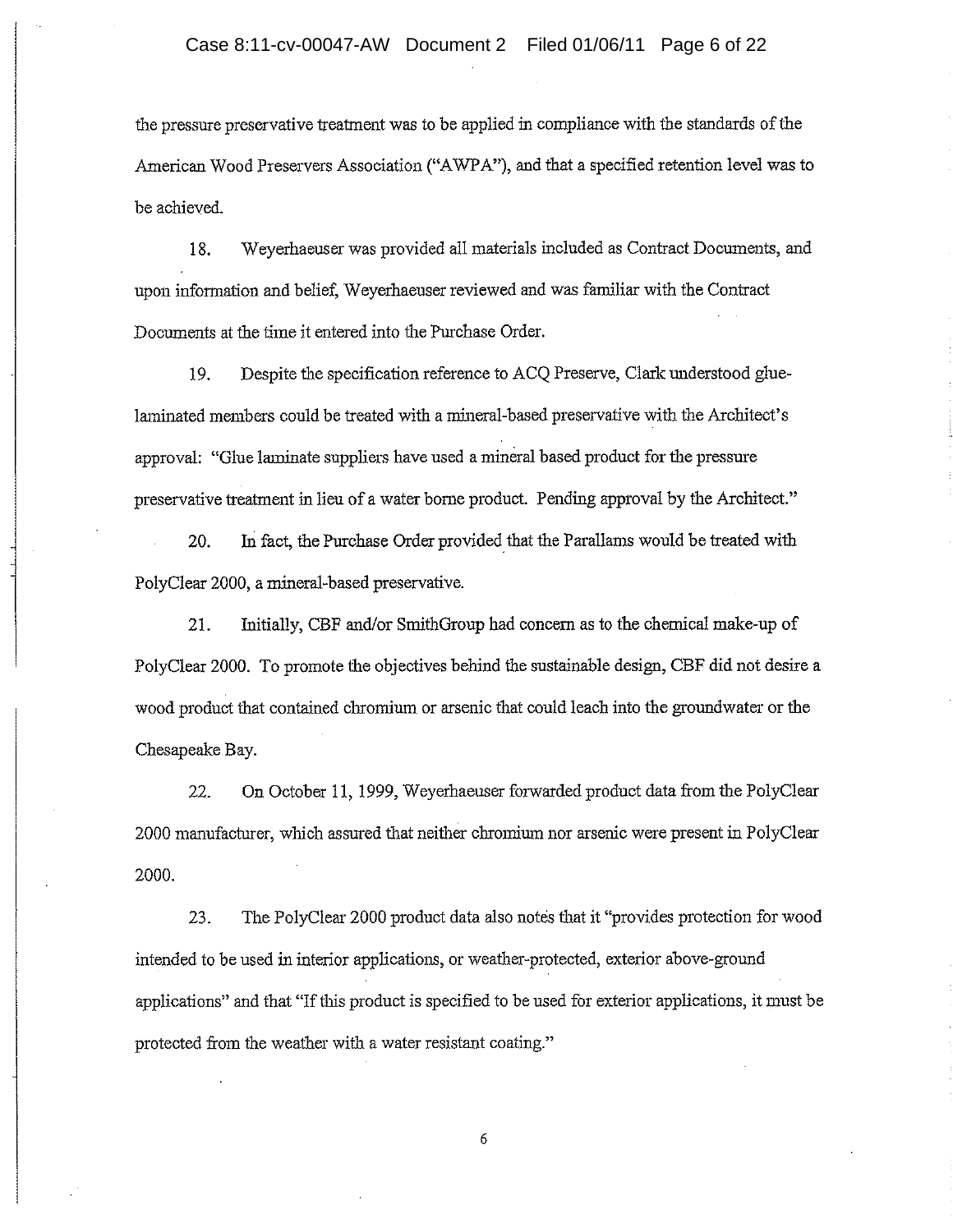the pressure preservative treatment was to be applied in compliance with the standards of the American Wood Preservers Association ("AWPA"), and that a specified retention level was to be achieved.

18. Weyerhaeuser was provided all materials included as Contract Documents, and upon information and belief, Weyerhaeuser reviewed and was familiar with the Contract Documents at the time it entered into the Purchase Order.

19. Despite the specification reference to ACQ Preserve, Clark understood glue-laminated members could be treated with a mineral-based preservative with the Architect's approval: "Glue laminate suppliers have used a mineral based product for the pressure preservative treatment in lieu of a water borne product. Pending approval by the Architect."

20. In fact, the Purchase Order provided that the Parallams would be treated with PolyClear 2000, a mineral-based preservative.

21. Initially, CBF and/or SmithGroup had concern as to the chemical make-up of PolyClear 2000. To promote the objectives behind the sustainable design, CBF did not desire a wood product that contained chromium or arsenic that could leach into the groundwater or the Chesapeake Bay.

22. On October 11, 1999, Weyerhaeuser forwarded product data from the PolyClear 2000 manufacturer, which assured that neither chromium nor arsenic were present in PolyClear 2000.

23. The PolyClear 2000 product data also notes that it "provides protection for wood intended to be used in interior applications, or weather-protected, exterior above-ground applications" and that "If this product is specified to be used for exterior applications, it must be protected from the weather with a water resistant coating."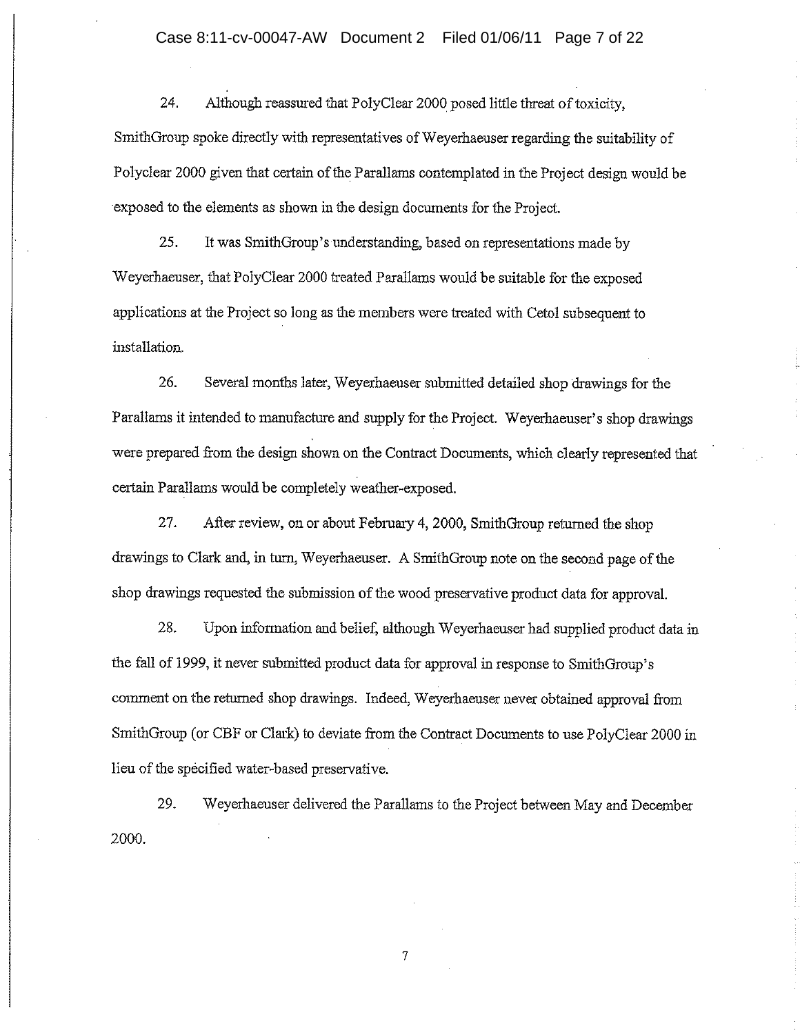24. Although reassured that PolyClear 2000 posed little threat of toxicity, SmithGroup spoke directly with representatives of Weyerhaeuser regarding the suitability of Polyclear 2000 given that certain of the Parallams contemplated in the Project design would be exposed to the elements as shown in the design documents for the Project.

25. It was SmithGroup's understanding, based on representations made by Weyerhaeuser, that PolyClear 2000 treated Parallams would be suitable for the exposed applications at the Project so long as the members were treated with Cetol subsequent to installation.

26. Several months later, Weyerhaeuser submitted detailed shop drawings for the Parallams it intended to manufacture and supply for the Project. Weyerhaeuser's shop drawings were prepared from the design shown on the Contract Documents, which clearly represented that certain Parallams would be completely weather-exposed.

27. After review, on or about February 4, 2000, SmithGroup returned the shop drawings to Clark and, in turn, Weyerhaeuser. A SmithGroup note on the second page of the shop drawings requested the submission of the wood preservative product data for approval.

28. Upon information and belief, although Weyerhaeuser had supplied product data in the fall of 1999, it never submitted product data for approval in response to SmithGroup's comment on the returned shop drawings. Indeed, Weyerhaeuser never obtained approval from SmithGroup (or CBF or Clark) to deviate from the Contract Documents to use PolyClear 2000 in lieu of the specified water-based preservative.

29. Weyerhaeuser delivered the Parallams to the Project between May and December 2000.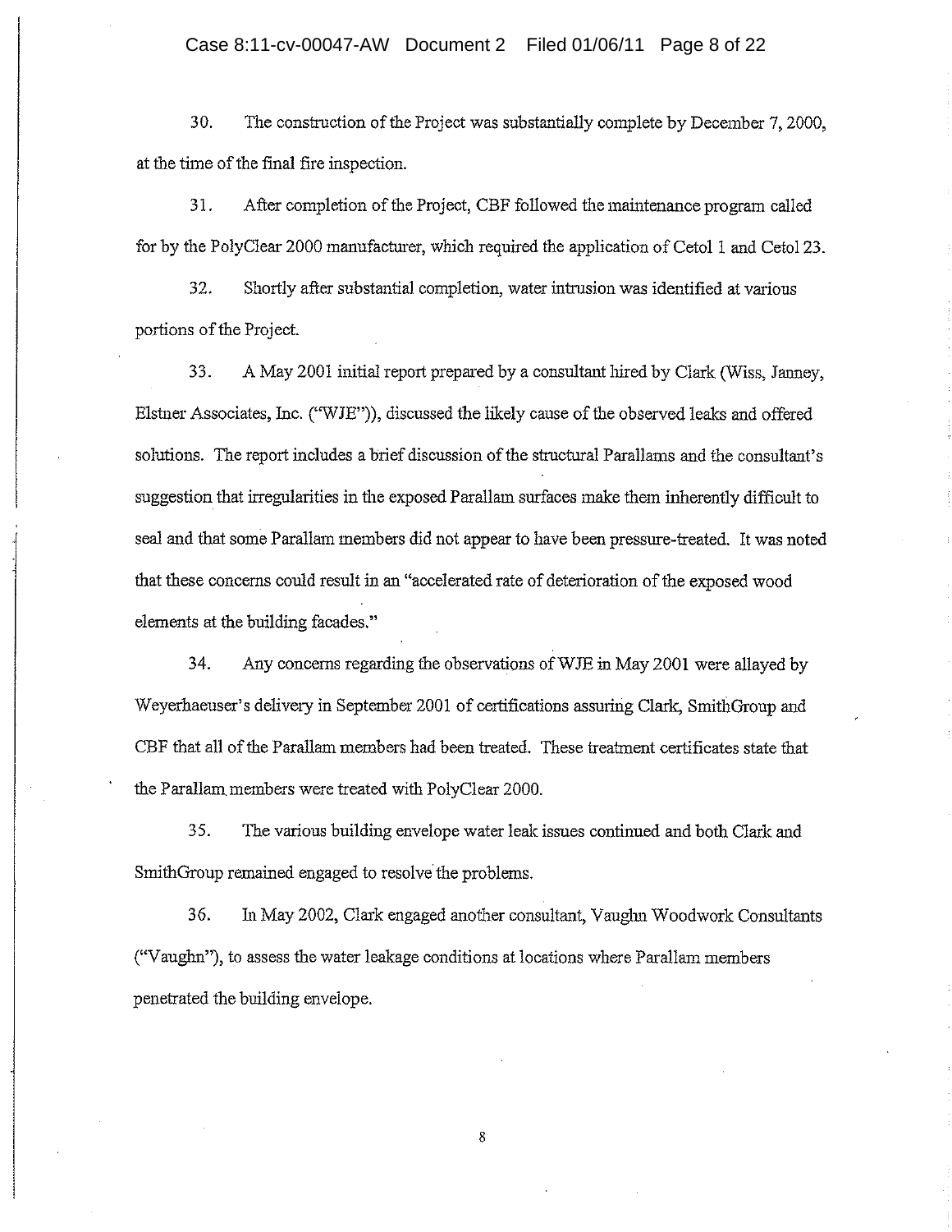30. The construction of the Project was substantially complete by December 7, 2000, at the time of the final fire inspection.

31. After completion of the Project, CBF followed the maintenance program called for by the PolyClear 2000 manufacturer, which required the application of Cetol 1 and Cetol 23.

32. Shortly after substantial completion, water intrusion was identified at various portions of the Project.

33. A May 2001 initial report prepared by a consultant hired by Clark (Wiss, Janney, Elstner Associates, Inc. ("WJE")), discussed the likely cause of the observed leaks and offered solutions. The report includes a brief discussion of the structural Parallams and the consultant's suggestion that irregularities in the exposed Parallam surfaces make them inherently difficult to seal and that some Parallam members did not appear to have been pressure-treated. It was noted that these concerns could result in an "accelerated rate of deterioration of the exposed wood elements at the building facades."

34. Any concerns regarding the observations of WJE in May 2001 were allayed by Weyerhaeuser's delivery in September 2001 of certifications assuring Clark, SmithGroup and CBF that all of the Parallam members had been treated. These treatment certificates state that the Parallam members were treated with PolyClear 2000.

35. The various building envelope water leak issues continued and both Clark and SmithGroup remained engaged to resolve the problems.

36. In May 2002, Clark engaged another consultant, Vaughn Woodwork Consultants ("Vaughn"), to assess the water leakage conditions at locations where Parallam members penetrated the building envelope.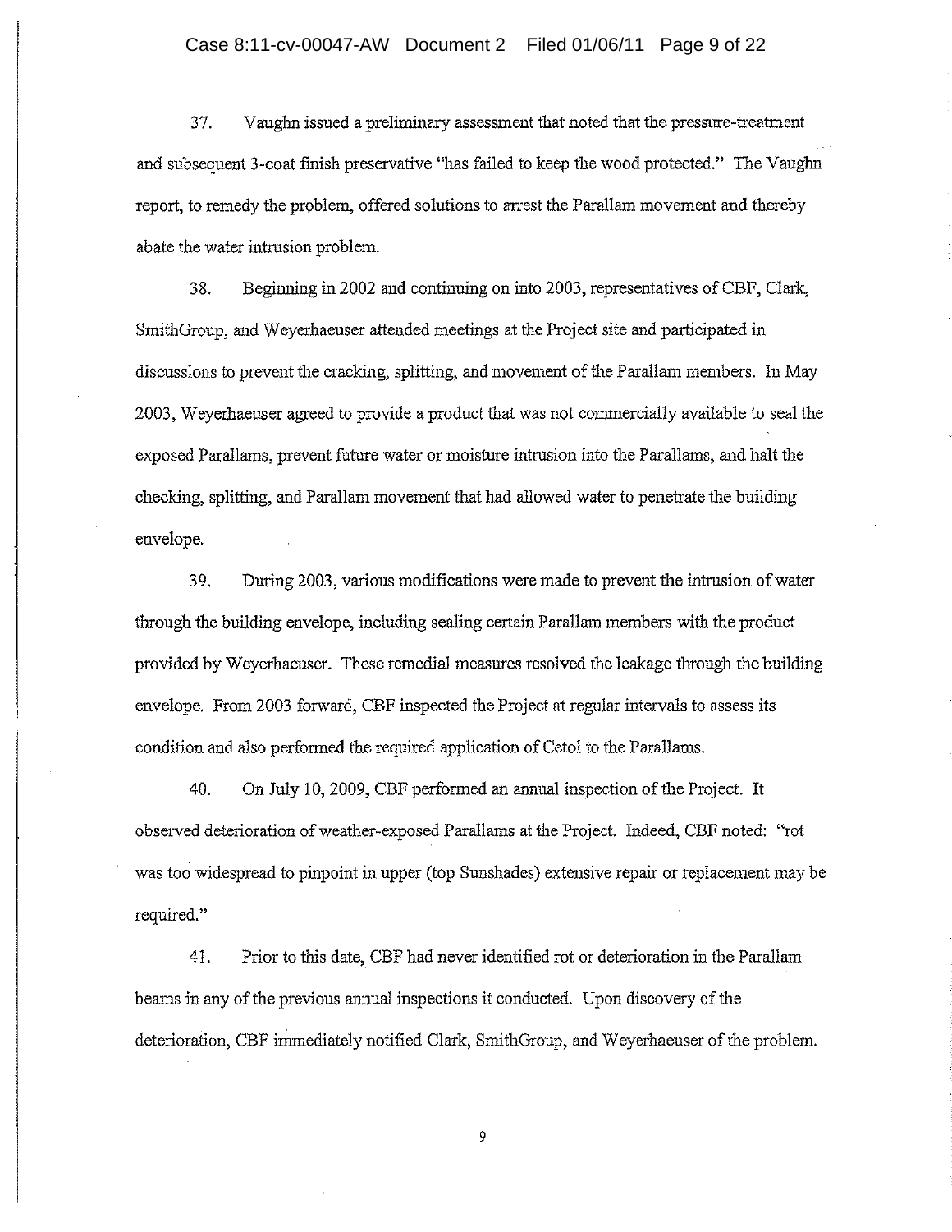37. Vaughn issued a preliminary assessment that noted that the pressure-treatment and subsequent 3-coat finish preservative "has failed to keep the wood protected." The Vaughn report, to remedy the problem, offered solutions to arrest the Parallam movement and thereby abate the water intrusion problem.

38. Beginning in 2002 and continuing on into 2003, representatives of CBF, Clark, SmithGroup, and Weyerhaeuser attended meetings at the Project site and participated in discussions to prevent the cracking, splitting, and movement of the Parallam members. In May 2003, Weyerhaeuser agreed to provide a product that was not commercially available to seal the exposed Parallams, prevent future water or moisture intrusion into the Parallams, and halt the checking, splitting, and Parallam movement that had allowed water to penetrate the building envelope.

39. During 2003, various modifications were made to prevent the intrusion of water through the building envelope, including sealing certain Parallam members with the product provided by Weyerhaeuser. These remedial measures resolved the leakage through the building envelope. From 2003 forward, CBF inspected the Project at regular intervals to assess its condition and also performed the required application of Cetol to the Parallams.

40. On July 10, 2009, CBF performed an annual inspection of the Project. It observed deterioration of weather-exposed Parallams at the Project. Indeed, CBF noted: "rot was too widespread to pinpoint in upper (top Sunshades) extensive repair or replacement may be required."

41. Prior to this date, CBF had never identified rot or deterioration in the Parallam beams in any of the previous annual inspections it conducted. Upon discovery of the deterioration, CBF immediately notified Clark, SmithGroup, and Weyerhaeuser of the problem.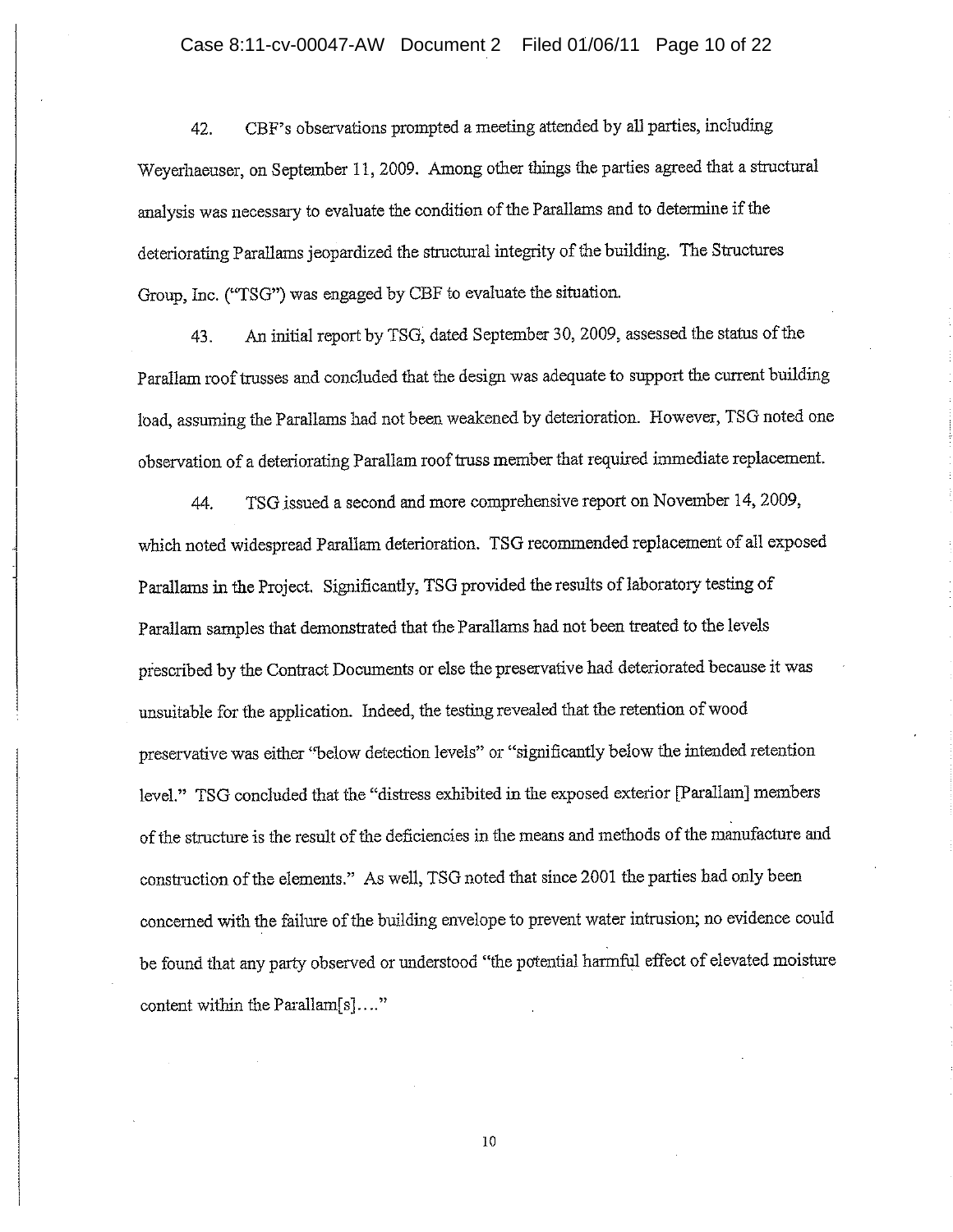42. CBF's observations prompted a meeting attended by all parties, including Weyerhaeuser, on September 11, 2009. Among other things the parties agreed that a structural analysis was necessary to evaluate the condition of the Parallams and to determine if the deteriorating Parallams jeopardized the structural integrity of the building. The Structures Group, Inc. ("TSG") was engaged by CBF to evaluate the situation.

43. An initial report by TSG, dated September 30, 2009, assessed the status of the Parallam roof trusses and concluded that the design was adequate to support the current building load, assuming the Parallams had not been weakened by deterioration. However, TSG noted one observation of a deteriorating Parallam roof truss member that required immediate replacement.

44. TSG issued a second and more comprehensive report on November 14, 2009, which noted widespread Parallam deterioration. TSG recommended replacement of all exposed Parallams in the Project. Significantly, TSG provided the results of laboratory testing of Parallam samples that demonstrated that the Parallams had not been treated to the levels prescribed by the Contract Documents or else the preservative had deteriorated because it was unsuitable for the application. Indeed, the testing revealed that the retention of wood preservative was either "below detection levels" or "significantly below the intended retention level." TSG concluded that the "distress exhibited in the exposed exterior [Parallam] members of the structure is the result of the deficiencies in the means and methods of the manufacture and construction of the elements." As well, TSG noted that since 2001 the parties had only been concerned with the failure of the building envelope to prevent water intrusion; no evidence could be found that any party observed or understood "the potential harmful effect of elevated moisture content within the Parallam[s]...."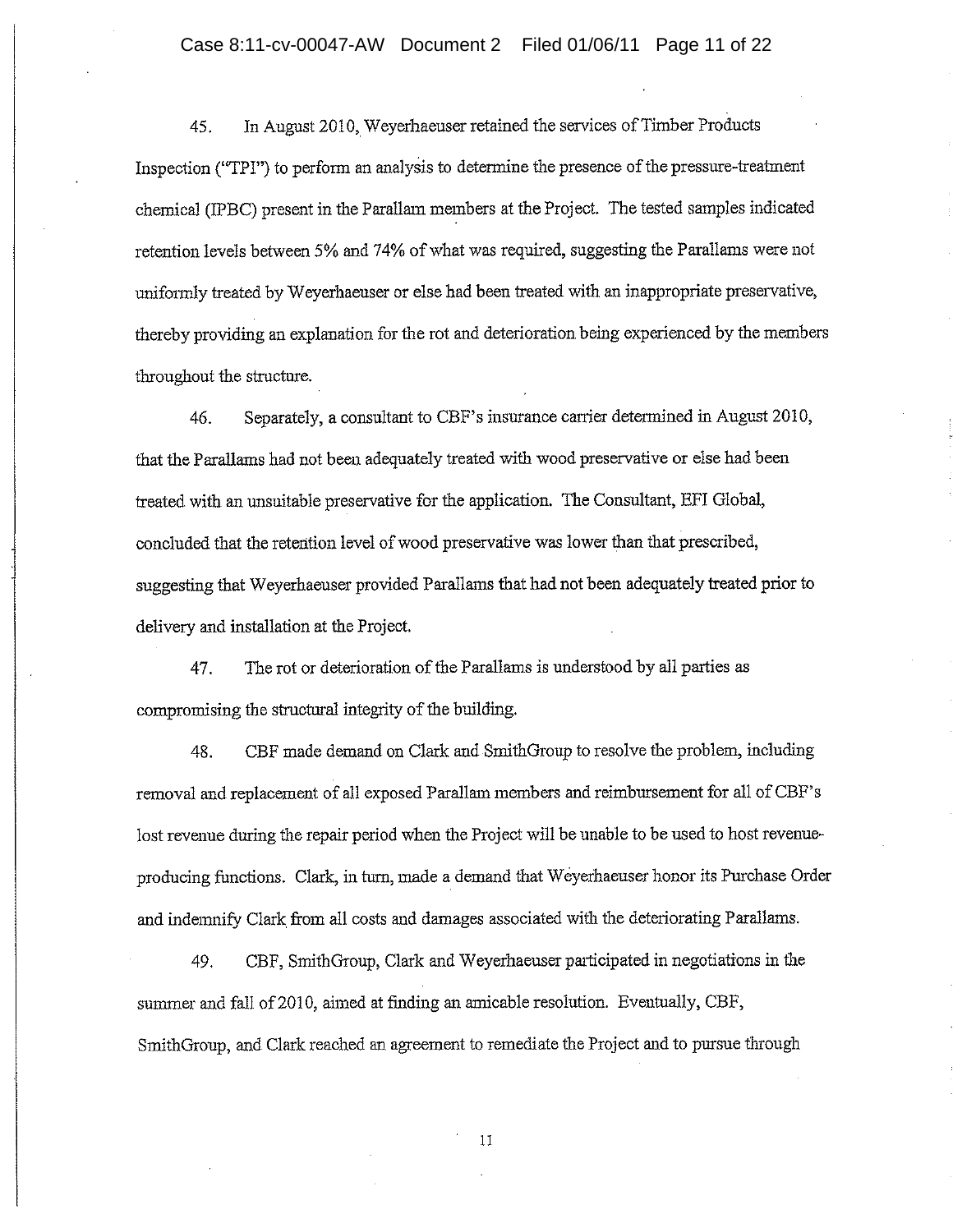45. In August 2010, Weyerhaeuser retained the services of Timber Products Inspection ("TPI") to perform an analysis to determine the presence of the pressure-treatment chemical (IPBC) present in the Parallam members at the Project. The tested samples indicated retention levels between 5% and 74% of what was required, suggesting the Parallams were not uniformly treated by Weyerhaeuser or else had been treated with an inappropriate preservative, thereby providing an explanation for the rot and deterioration being experienced by the members throughout the structure.

46. Separately, a consultant to CBF's insurance carrier determined in August 2010, that the Parallams had not been adequately treated with wood preservative or else had been treated with an unsuitable preservative for the application. The Consultant, EFI Global, concluded that the retention level of wood preservative was lower than that prescribed, suggesting that Weyerhaeuser provided Parallams that had not been adequately treated prior to delivery and installation at the Project.

47. The rot or deterioration of the Parallams is understood by all parties as compromising the structural integrity of the building.

48. CBF made demand on Clark and SmithGroup to resolve the problem, including removal and replacement of all exposed Parallam members and reimbursement for all of CBF's lost revenue during the repair period when the Project will be unable to be used to host revenue-producing functions. Clark, in turn, made a demand that Weyerhaeuser honor its Purchase Order and indemnify Clark from all costs and damages associated with the deteriorating Parallams.

49. CBF, SmithGroup, Clark and Weyerhaeuser participated in negotiations in the summer and fall of 2010, aimed at finding an amicable resolution. Eventually, CBF, SmithGroup, and Clark reached an agreement to remediate the Project and to pursue through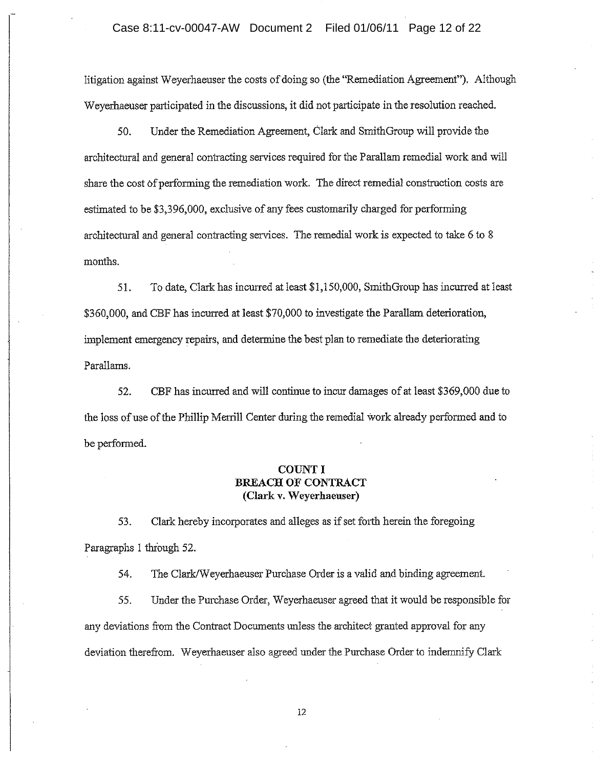litigation against Weyerhaeuser the costs of doing so (the "Remediation Agreement"). Although Weyerhaeuser participated in the discussions, it did not participate in the resolution reached.

50. Under the Remediation Agreement, Clark and SmithGroup will provide the architectural and general contracting services required for the Parallam remedial work and will share the cost of performing the remediation work. The direct remedial construction costs are estimated to be $3,396,000, exclusive of any fees customarily charged for performing architectural and general contracting services. The remedial work is expected to take 6 to 8 months.

51. To date, Clark has incurred at least $1,150,000, SmithGroup has incurred at least $360,000, and CBF has incurred at least $70,000 to investigate the Parallam deterioration, implement emergency repairs, and determine the best plan to remediate the deteriorating Parallams.

52. CBF has incurred and will continue to incur damages of at least $369,000 due to the loss of use of the Phillip Merrill Center during the remedial work already performed and to be performed.

**COUNT I**
**BREACH OF CONTRACT**
**(Clark v. Weyerhaeuser)**

53. Clark hereby incorporates and alleges as if set forth herein the foregoing Paragraphs 1 through 52.

54. The Clark/Weyerhaeuser Purchase Order is a valid and binding agreement.

55. Under the Purchase Order, Weyerhaeuser agreed that it would be responsible for any deviations from the Contract Documents unless the architect granted approval for any deviation therefrom. Weyerhaeuser also agreed under the Purchase Order to indemnify Clark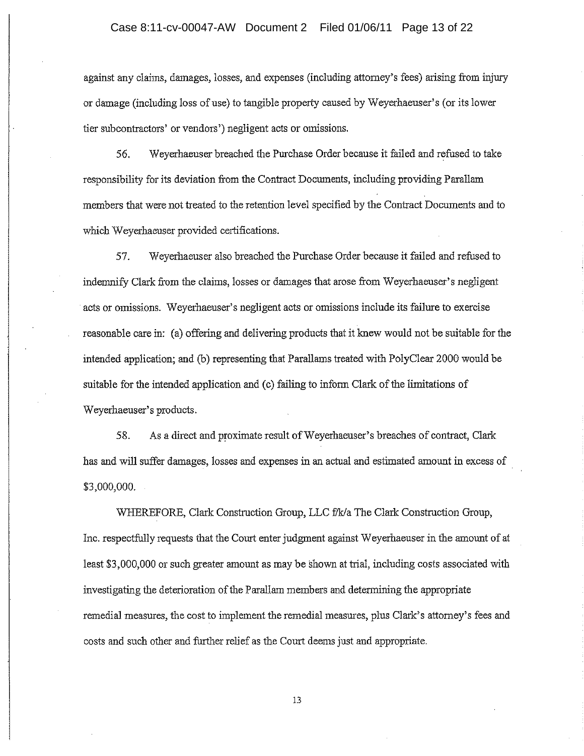against any claims, damages, losses, and expenses (including attorney's fees) arising from injury or damage (including loss of use) to tangible property caused by Weyerhaeuser's (or its lower tier subcontractors' or vendors') negligent acts or omissions.

56. Weyerhaeuser breached the Purchase Order because it failed and refused to take responsibility for its deviation from the Contract Documents, including providing Parallam members that were not treated to the retention level specified by the Contract Documents and to which Weyerhaeuser provided certifications.

57. Weyerhaeuser also breached the Purchase Order because it failed and refused to indemnify Clark from the claims, losses or damages that arose from Weyerhaeuser's negligent acts or omissions. Weyerhaeuser's negligent acts or omissions include its failure to exercise reasonable care in: (a) offering and delivering products that it knew would not be suitable for the intended application; and (b) representing that Parallams treated with PolyClear 2000 would be suitable for the intended application and (c) failing to inform Clark of the limitations of Weyerhaeuser's products.

58. As a direct and proximate result of Weyerhaeuser's breaches of contract, Clark has and will suffer damages, losses and expenses in an actual and estimated amount in excess of $3,000,000.

WHEREFORE, Clark Construction Group, LLC f/k/a The Clark Construction Group, Inc. respectfully requests that the Court enter judgment against Weyerhaeuser in the amount of at least $3,000,000 or such greater amount as may be shown at trial, including costs associated with investigating the deterioration of the Parallam members and determining the appropriate remedial measures, the cost to implement the remedial measures, plus Clark's attorney's fees and costs and such other and further relief as the Court deems just and appropriate.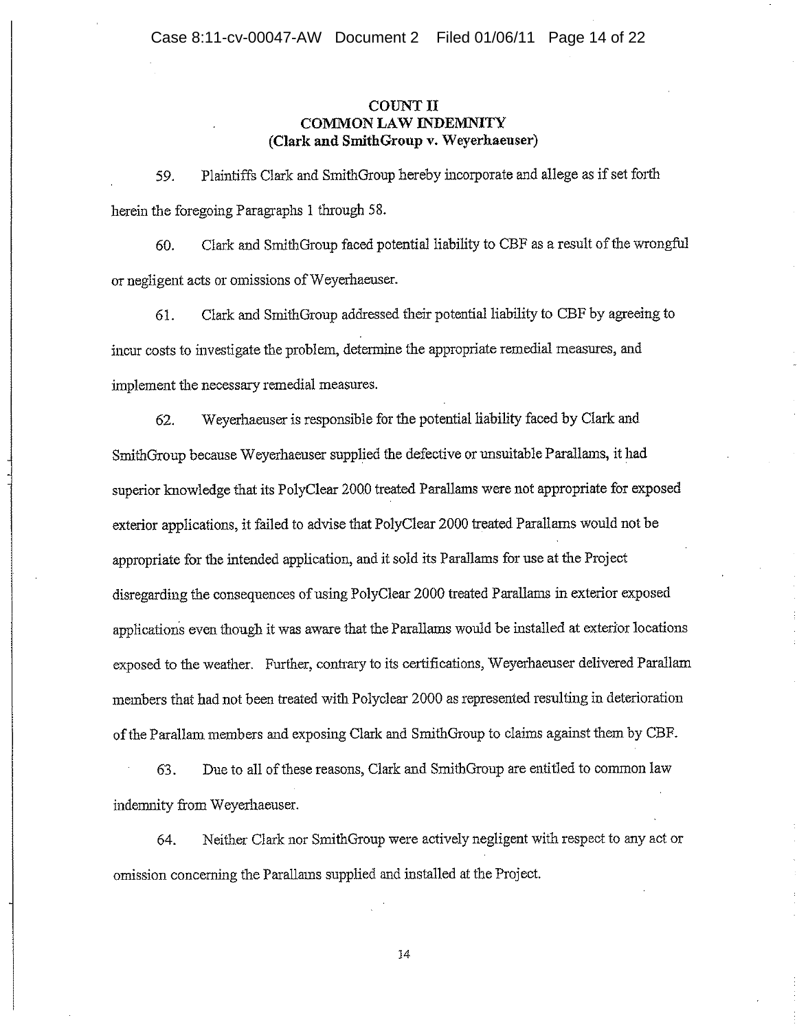**COUNT II**
**COMMON LAW INDEMNITY**
**(Clark and SmithGroup v. Weyerhaeuser)**

59. Plaintiffs Clark and SmithGroup hereby incorporate and allege as if set forth herein the foregoing Paragraphs 1 through 58.

60. Clark and SmithGroup faced potential liability to CBF as a result of the wrongful or negligent acts or omissions of Weyerhaeuser.

61. Clark and SmithGroup addressed their potential liability to CBF by agreeing to incur costs to investigate the problem, determine the appropriate remedial measures, and implement the necessary remedial measures.

62. Weyerhaeuser is responsible for the potential liability faced by Clark and SmithGroup because Weyerhaeuser supplied the defective or unsuitable Parallams, it had superior knowledge that its PolyClear 2000 treated Parallams were not appropriate for exposed exterior applications, it failed to advise that PolyClear 2000 treated Parallams would not be appropriate for the intended application, and it sold its Parallams for use at the Project disregarding the consequences of using PolyClear 2000 treated Parallams in exterior exposed applications even though it was aware that the Parallams would be installed at exterior locations exposed to the weather. Further, contrary to its certifications, Weyerhaeuser delivered Parallam members that had not been treated with Polyclear 2000 as represented resulting in deterioration of the Parallam members and exposing Clark and SmithGroup to claims against them by CBF.

63. Due to all of these reasons, Clark and SmithGroup are entitled to common law indemnity from Weyerhaeuser.

64. Neither Clark nor SmithGroup were actively negligent with respect to any act or omission concerning the Parallams supplied and installed at the Project.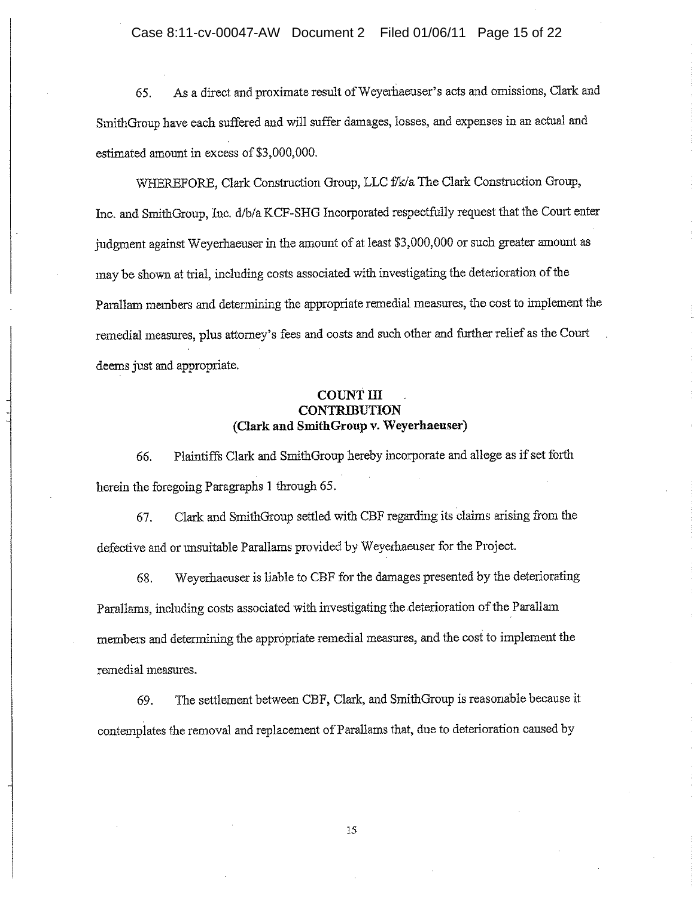65. As a direct and proximate result of Weyerhaeuser's acts and omissions, Clark and SmithGroup have each suffered and will suffer damages, losses, and expenses in an actual and estimated amount in excess of $3,000,000.

WHEREFORE, Clark Construction Group, LLC f/k/a The Clark Construction Group, Inc. and SmithGroup, Inc. d/b/a KCF-SHG Incorporated respectfully request that the Court enter judgment against Weyerhaeuser in the amount of at least $3,000,000 or such greater amount as may be shown at trial, including costs associated with investigating the deterioration of the Parallam members and determining the appropriate remedial measures, the cost to implement the remedial measures, plus attorney's fees and costs and such other and further relief as the Court deems just and appropriate.

**COUNT III**
**CONTRIBUTION**
**(Clark and SmithGroup v. Weyerhaeuser)**

66. Plaintiffs Clark and SmithGroup hereby incorporate and allege as if set forth herein the foregoing Paragraphs 1 through 65.

67. Clark and SmithGroup settled with CBF regarding its claims arising from the defective and or unsuitable Parallams provided by Weyerhaeuser for the Project.

68. Weyerhaeuser is liable to CBF for the damages presented by the deteriorating Parallams, including costs associated with investigating the deterioration of the Parallam members and determining the appropriate remedial measures, and the cost to implement the remedial measures.

69. The settlement between CBF, Clark, and SmithGroup is reasonable because it contemplates the removal and replacement of Parallams that, due to deterioration caused by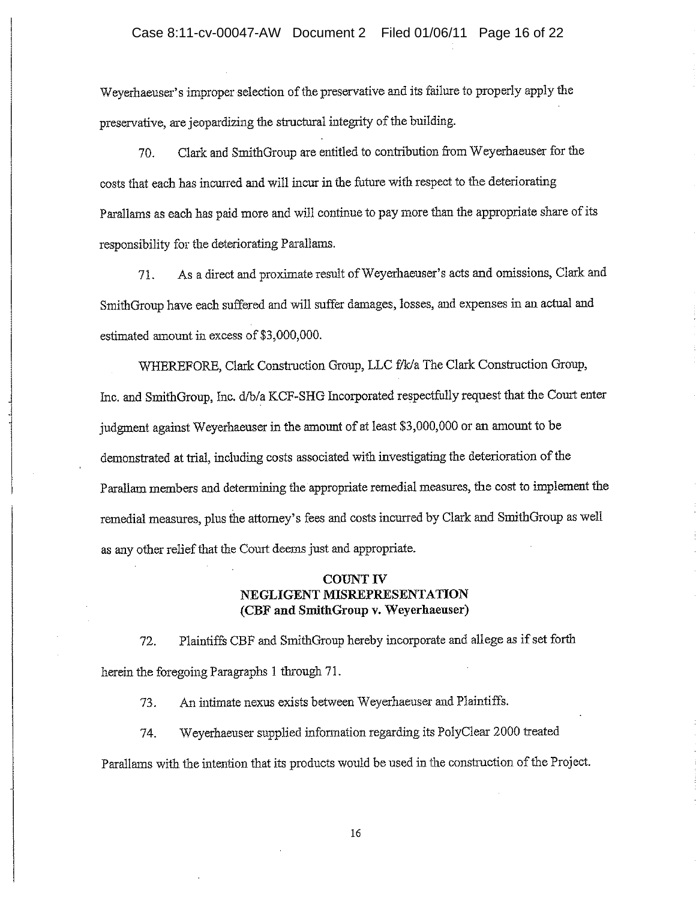Weyerhaeuser's improper selection of the preservative and its failure to properly apply the preservative, are jeopardizing the structural integrity of the building.

70. Clark and SmithGroup are entitled to contribution from Weyerhaeuser for the costs that each has incurred and will incur in the future with respect to the deteriorating Parallams as each has paid more and will continue to pay more than the appropriate share of its responsibility for the deteriorating Parallams.

71. As a direct and proximate result of Weyerhaeuser's acts and omissions, Clark and SmithGroup have each suffered and will suffer damages, losses, and expenses in an actual and estimated amount in excess of $3,000,000.

WHEREFORE, Clark Construction Group, LLC f/k/a The Clark Construction Group, Inc. and SmithGroup, Inc. d/b/a KCF-SHG Incorporated respectfully request that the Court enter judgment against Weyerhaeuser in the amount of at least $3,000,000 or an amount to be demonstrated at trial, including costs associated with investigating the deterioration of the Parallam members and determining the appropriate remedial measures, the cost to implement the remedial measures, plus the attorney's fees and costs incurred by Clark and SmithGroup as well as any other relief that the Court deems just and appropriate.

**COUNT IV**
**NEGLIGENT MISREPRESENTATION**
**(CBF and SmithGroup v. Weyerhaeuser)**

72. Plaintiffs CBF and SmithGroup hereby incorporate and allege as if set forth herein the foregoing Paragraphs 1 through 71.

73. An intimate nexus exists between Weyerhaeuser and Plaintiffs.

74. Weyerhaeuser supplied information regarding its PolyClear 2000 treated Parallams with the intention that its products would be used in the construction of the Project.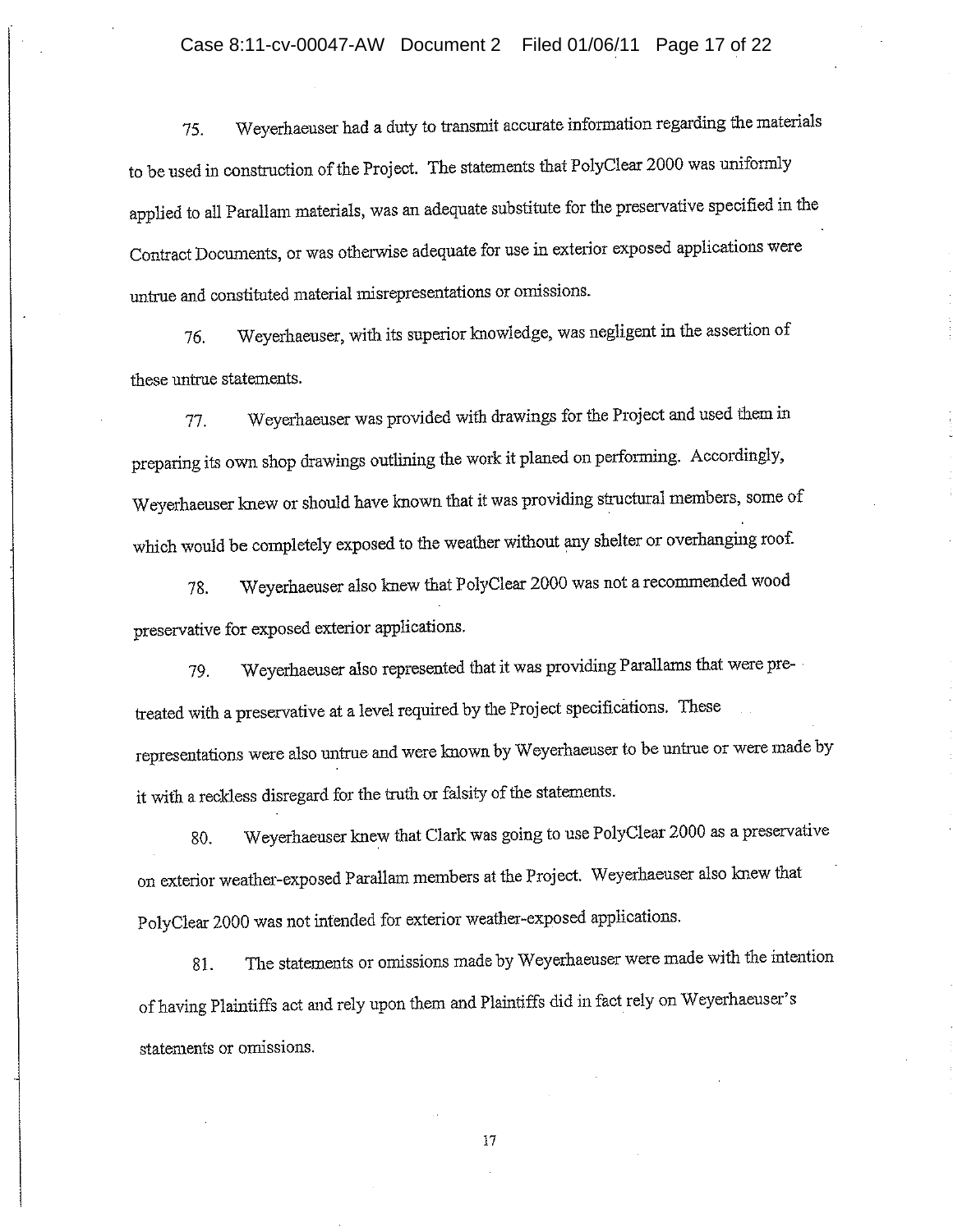75. Weyerhaeuser had a duty to transmit accurate information regarding the materials to be used in construction of the Project. The statements that PolyClear 2000 was uniformly applied to all Parallam materials, was an adequate substitute for the preservative specified in the Contract Documents, or was otherwise adequate for use in exterior exposed applications were untrue and constituted material misrepresentations or omissions.

76. Weyerhaeuser, with its superior knowledge, was negligent in the assertion of these untrue statements.

77. Weyerhaeuser was provided with drawings for the Project and used them in preparing its own shop drawings outlining the work it planed on performing. Accordingly, Weyerhaeuser knew or should have known that it was providing structural members, some of which would be completely exposed to the weather without any shelter or overhanging roof.

78. Weyerhaeuser also knew that PolyClear 2000 was not a recommended wood preservative for exposed exterior applications.

79. Weyerhaeuser also represented that it was providing Parallams that were pre-treated with a preservative at a level required by the Project specifications. These representations were also untrue and were known by Weyerhaeuser to be untrue or were made by it with a reckless disregard for the truth or falsity of the statements.

80. Weyerhaeuser knew that Clark was going to use PolyClear 2000 as a preservative on exterior weather-exposed Parallam members at the Project. Weyerhaeuser also knew that PolyClear 2000 was not intended for exterior weather-exposed applications.

81. The statements or omissions made by Weyerhaeuser were made with the intention of having Plaintiffs act and rely upon them and Plaintiffs did in fact rely on Weyerhaeuser's statements or omissions.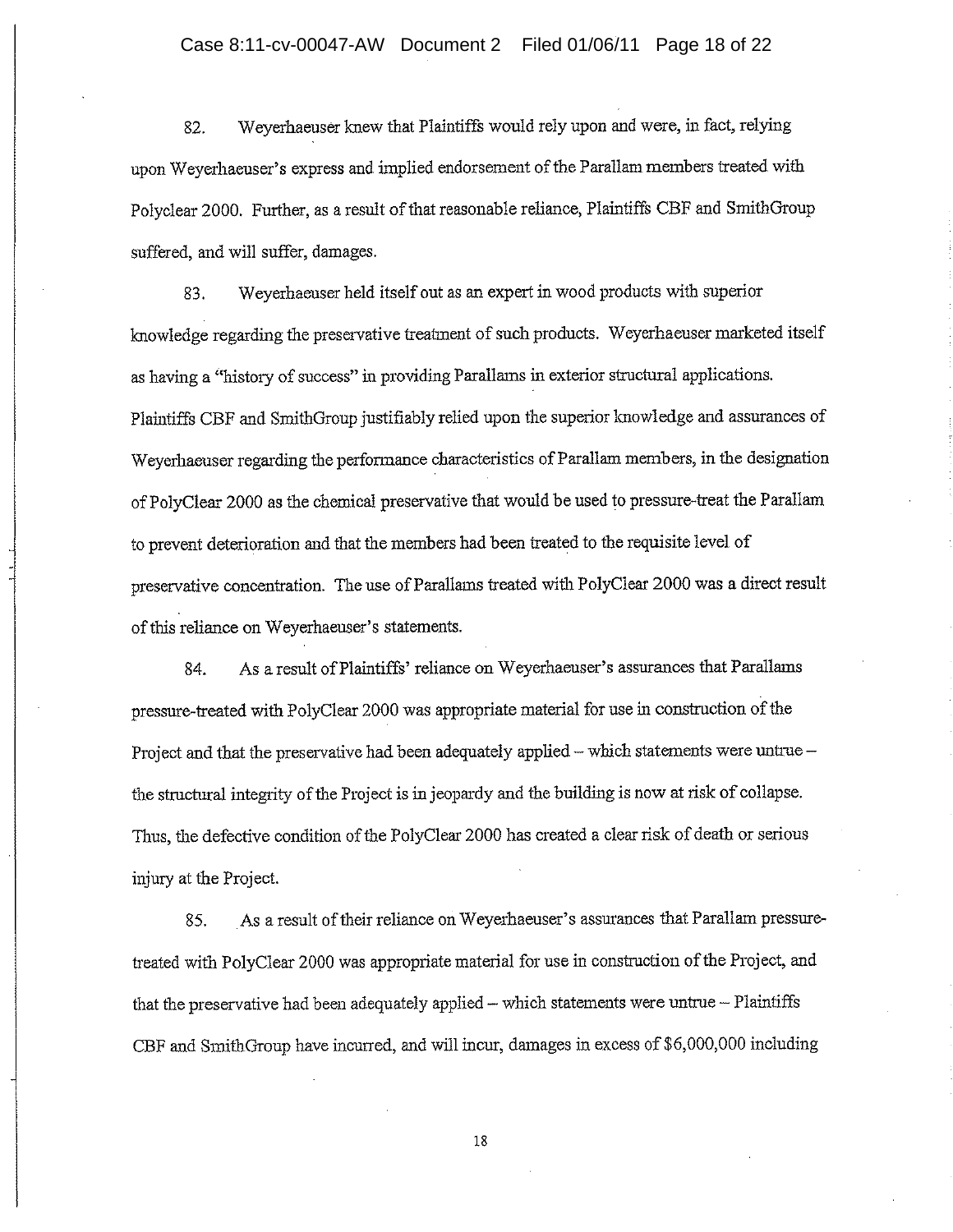82. Weyerhaeuser knew that Plaintiffs would rely upon and were, in fact, relying upon Weyerhaeuser's express and implied endorsement of the Parallam members treated with Polyclear 2000. Further, as a result of that reasonable reliance, Plaintiffs CBF and SmithGroup suffered, and will suffer, damages.

83. Weyerhaeuser held itself out as an expert in wood products with superior knowledge regarding the preservative treatment of such products. Weyerhaeuser marketed itself as having a "history of success" in providing Parallams in exterior structural applications. Plaintiffs CBF and SmithGroup justifiably relied upon the superior knowledge and assurances of Weyerhaeuser regarding the performance characteristics of Parallam members, in the designation of PolyClear 2000 as the chemical preservative that would be used to pressure-treat the Parallam to prevent deterioration and that the members had been treated to the requisite level of preservative concentration. The use of Parallams treated with PolyClear 2000 was a direct result of this reliance on Weyerhaeuser's statements.

84. As a result of Plaintiffs' reliance on Weyerhaeuser's assurances that Parallams pressure-treated with PolyClear 2000 was appropriate material for use in construction of the Project and that the preservative had been adequately applied – which statements were untrue – the structural integrity of the Project is in jeopardy and the building is now at risk of collapse. Thus, the defective condition of the PolyClear 2000 has created a clear risk of death or serious injury at the Project.

85. As a result of their reliance on Weyerhaeuser's assurances that Parallam pressure-treated with PolyClear 2000 was appropriate material for use in construction of the Project, and that the preservative had been adequately applied – which statements were untrue – Plaintiffs CBF and SmithGroup have incurred, and will incur, damages in excess of $6,000,000 including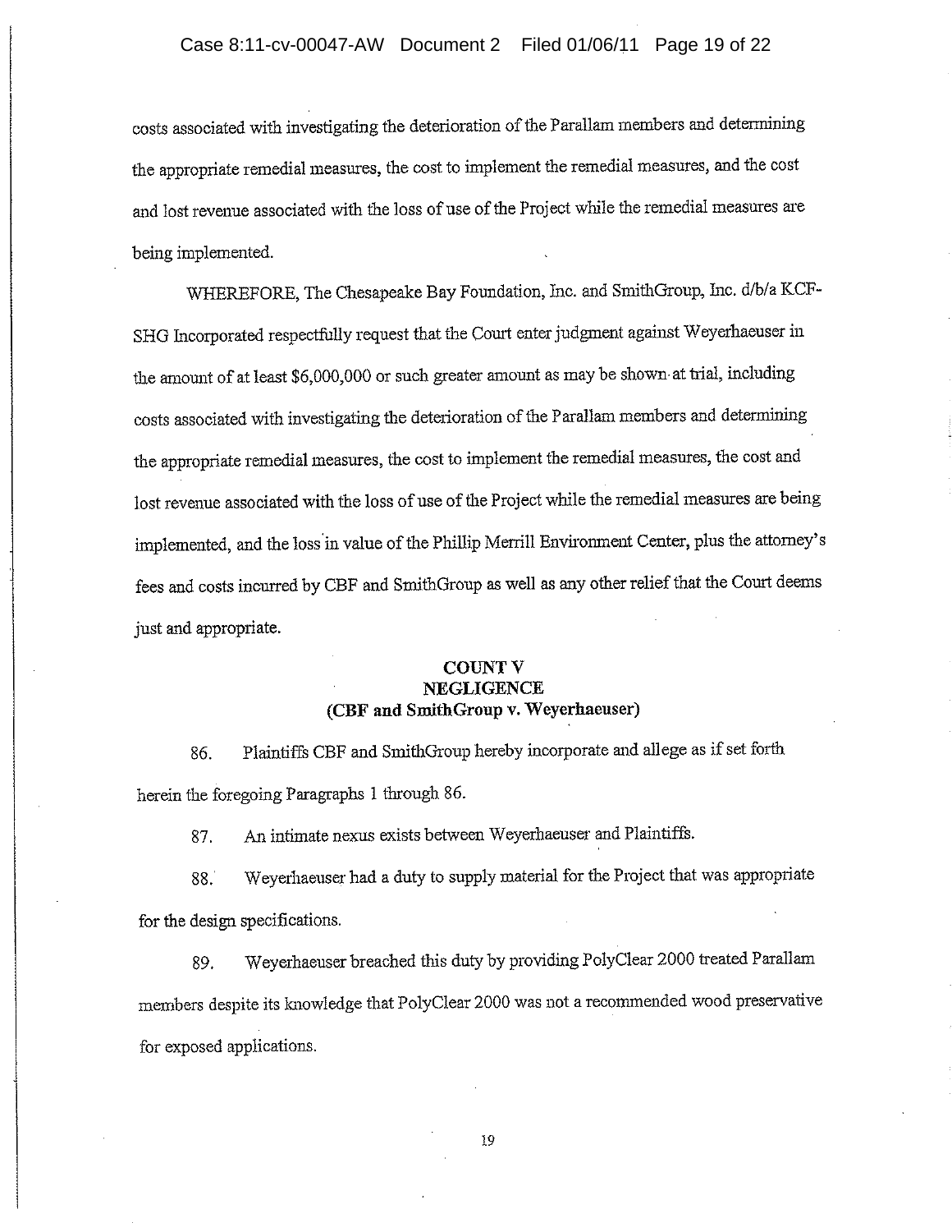costs associated with investigating the deterioration of the Parallam members and determining the appropriate remedial measures, the cost to implement the remedial measures, and the cost and lost revenue associated with the loss of use of the Project while the remedial measures are being implemented.

WHEREFORE, The Chesapeake Bay Foundation, Inc. and SmithGroup, Inc. d/b/a KCF-SHG Incorporated respectfully request that the Court enter judgment against Weyerhaeuser in the amount of at least $6,000,000 or such greater amount as may be shown at trial, including costs associated with investigating the deterioration of the Parallam members and determining the appropriate remedial measures, the cost to implement the remedial measures, the cost and lost revenue associated with the loss of use of the Project while the remedial measures are being implemented, and the loss in value of the Phillip Merrill Environment Center, plus the attorney's fees and costs incurred by CBF and SmithGroup as well as any other relief that the Court deems just and appropriate.

**COUNT V**
**NEGLIGENCE**
**(CBF and SmithGroup v. Weyerhaeuser)**

86. Plaintiffs CBF and SmithGroup hereby incorporate and allege as if set forth herein the foregoing Paragraphs 1 through 86.

87. An intimate nexus exists between Weyerhaeuser and Plaintiffs.

88. Weyerhaeuser had a duty to supply material for the Project that was appropriate for the design specifications.

89. Weyerhaeuser breached this duty by providing PolyClear 2000 treated Parallam members despite its knowledge that PolyClear 2000 was not a recommended wood preservative for exposed applications.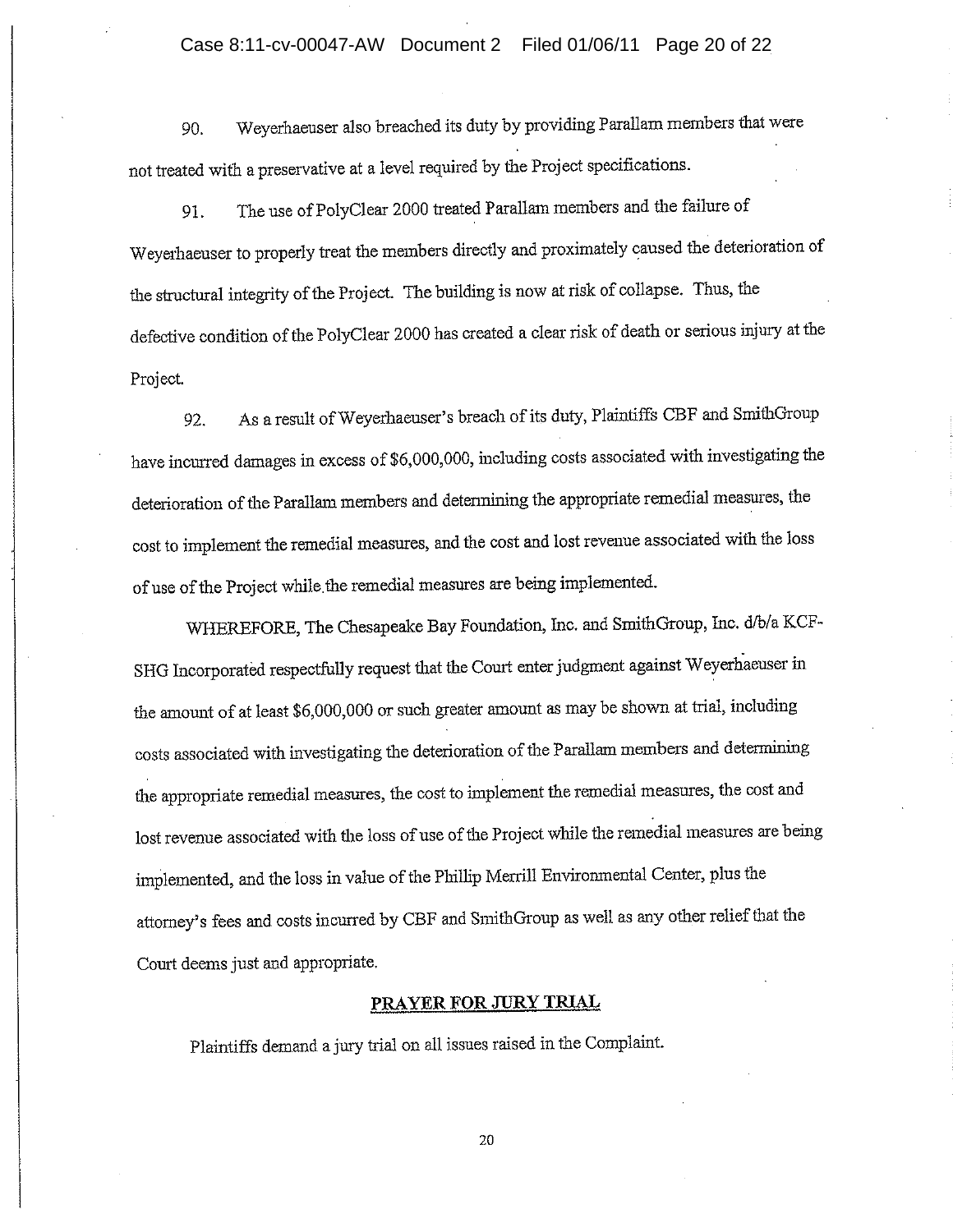90. Weyerhaeuser also breached its duty by providing Parallam members that were not treated with a preservative at a level required by the Project specifications.

91. The use of PolyClear 2000 treated Parallam members and the failure of Weyerhaeuser to properly treat the members directly and proximately caused the deterioration of the structural integrity of the Project. The building is now at risk of collapse. Thus, the defective condition of the PolyClear 2000 has created a clear risk of death or serious injury at the Project.

92. As a result of Weyerhaeuser's breach of its duty, Plaintiffs CBF and SmithGroup have incurred damages in excess of $6,000,000, including costs associated with investigating the deterioration of the Parallam members and determining the appropriate remedial measures, the cost to implement the remedial measures, and the cost and lost revenue associated with the loss of use of the Project while the remedial measures are being implemented.

WHEREFORE, The Chesapeake Bay Foundation, Inc. and SmithGroup, Inc. d/b/a KCF-SHG Incorporated respectfully request that the Court enter judgment against Weyerhaeuser in the amount of at least $6,000,000 or such greater amount as may be shown at trial, including costs associated with investigating the deterioration of the Parallam members and determining the appropriate remedial measures, the cost to implement the remedial measures, the cost and lost revenue associated with the loss of use of the Project while the remedial measures are being implemented, and the loss in value of the Phillip Merrill Environmental Center, plus the attorney's fees and costs incurred by CBF and SmithGroup as well as any other relief that the Court deems just and appropriate.

## PRAYER FOR JURY TRIAL

Plaintiffs demand a jury trial on all issues raised in the Complaint.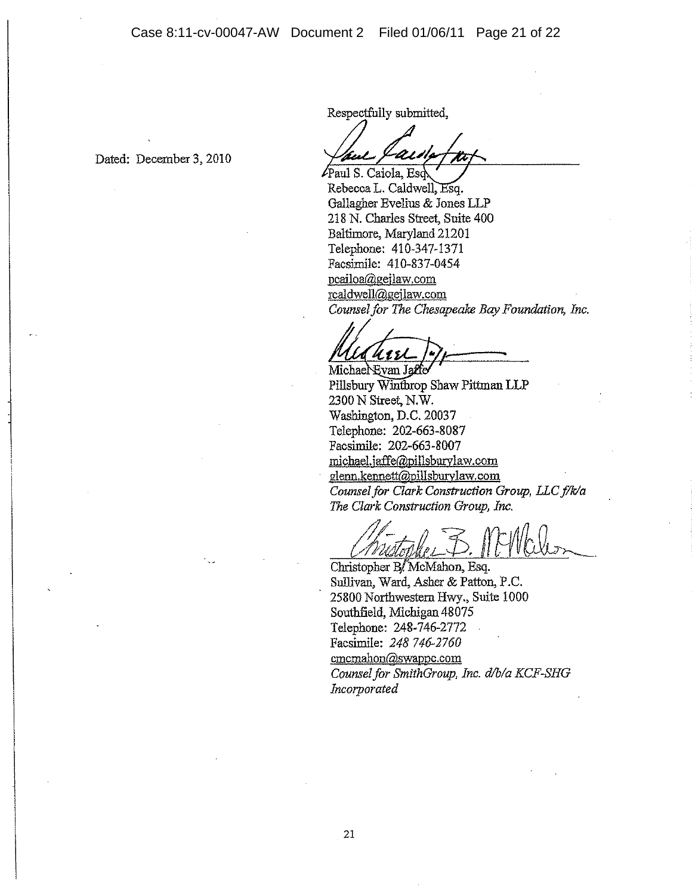Dated: December 3, 2010

Respectfully submitted,

Paul S. Caiola, Esq.
Rebecca L. Caldwell, Esq.
Gallagher Evelius & Jones LLP
218 N. Charles Street, Suite 400
Baltimore, Maryland 21201
Telephone: 410-347-1371
Facsimile: 410-837-0454
pcailoa@gejlaw.com
rcaldwell@gejlaw.com
*Counsel for The Chesapeake Bay Foundation, Inc.*

Michael Evan Jaffe
Pillsbury Winthrop Shaw Pittman LLP
2300 N Street, N.W.
Washington, D.C. 20037
Telephone: 202-663-8087
Facsimile: 202-663-8007
michael.jaffe@pillsburylaw.com
glenn.kennett@pillsburylaw.com
*Counsel for Clark Construction Group, LLC f/k/a The Clark Construction Group, Inc.*

Christopher B. McMahon, Esq.
Sullivan, Ward, Asher & Patton, P.C.
25800 Northwestern Hwy., Suite 1000
Southfield, Michigan 48075
Telephone: 248-746-2772
Facsimile: *248 746-2760*
cmcmahon@swappc.com
*Counsel for SmithGroup, Inc. d/b/a KCF-SHG Incorporated*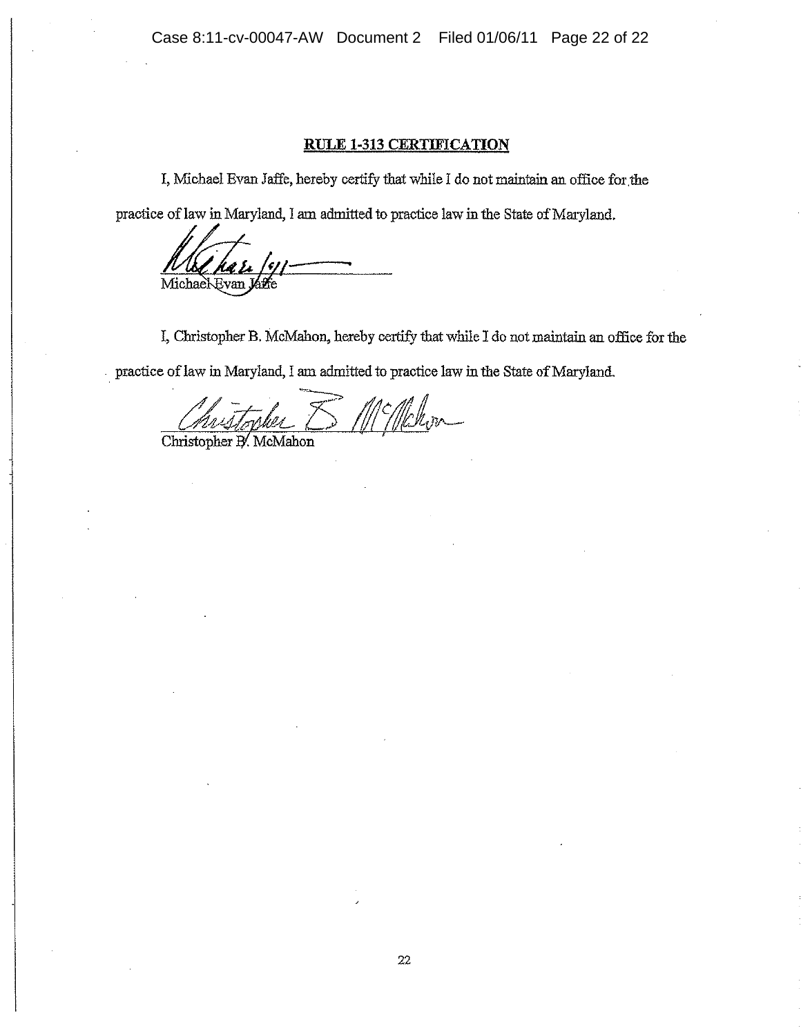## RULE 1-313 CERTIFICATION

I, Michael Evan Jaffe, hereby certify that while I do not maintain an office for the practice of law in Maryland, I am admitted to practice law in the State of Maryland.

Michael Evan Jaffe

I, Christopher B. McMahon, hereby certify that while I do not maintain an office for the practice of law in Maryland, I am admitted to practice law in the State of Maryland.

Christopher B. McMahon